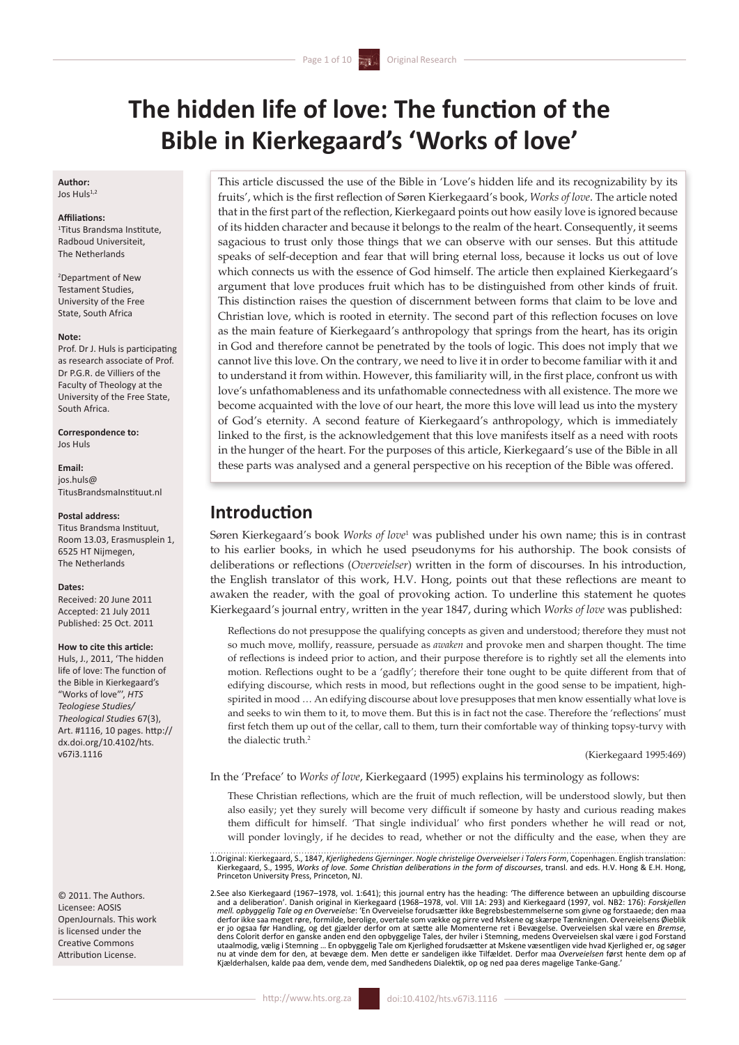# The hidden life of love: The function of the Bible in Kierkegaard's 'Works of love'

**Author:**
Jos Huls[1,2]

**Affiliations:**
[1]Titus Brandsma Institute, Radboud Universiteit, The Netherlands

[2]Department of New Testament Studies, University of the Free State, South Africa

**Note:**
Prof. Dr J. Huls is participating as research associate of Prof. Dr P.G.R. de Villiers of the Faculty of Theology at the University of the Free State, South Africa.

**Correspondence to:**
Jos Huls

**Email:**
jos.huls@TitusBrandsmaInstituut.nl

**Postal address:**
Titus Brandsma Instituut, Room 13.03, Erasmusplein 1, 6525 HT Nijmegen, The Netherlands

**Dates:**
Received: 20 June 2011
Accepted: 21 July 2011
Published: 25 Oct. 2011

**How to cite this article:**
Huls, J., 2011, 'The hidden life of love: The function of the Bible in Kierkegaard's "Works of love"', *HTS Teologiese Studies/Theological Studies* 67(3), Art. #1116, 10 pages. http://dx.doi.org/10.4102/hts.v67i3.1116

© 2011. The Authors. Licensee: AOSIS OpenJournals. This work is licensed under the Creative Commons Attribution License.

This article discussed the use of the Bible in 'Love's hidden life and its recognizability by its fruits', which is the first reflection of Søren Kierkegaard's book, *Works of love*. The article noted that in the first part of the reflection, Kierkegaard points out how easily love is ignored because of its hidden character and because it belongs to the realm of the heart. Consequently, it seems sagacious to trust only those things that we can observe with our senses. But this attitude speaks of self-deception and fear that will bring eternal loss, because it locks us out of love which connects us with the essence of God himself. The article then explained Kierkegaard's argument that love produces fruit which has to be distinguished from other kinds of fruit. This distinction raises the question of discernment between forms that claim to be love and Christian love, which is rooted in eternity. The second part of this reflection focuses on love as the main feature of Kierkegaard's anthropology that springs from the heart, has its origin in God and therefore cannot be penetrated by the tools of logic. This does not imply that we cannot live this love. On the contrary, we need to live it in order to become familiar with it and to understand it from within. However, this familiarity will, in the first place, confront us with love's unfathomableness and its unfathomable connectedness with all existence. The more we become acquainted with the love of our heart, the more this love will lead us into the mystery of God's eternity. A second feature of Kierkegaard's anthropology, which is immediately linked to the first, is the acknowledgement that this love manifests itself as a need with roots in the hunger of the heart. For the purposes of this article, Kierkegaard's use of the Bible in all these parts was analysed and a general perspective on his reception of the Bible was offered.

## Introduction

Søren Kierkegaard's book *Works of love*[1] was published under his own name; this is in contrast to his earlier books, in which he used pseudonyms for his authorship. The book consists of deliberations or reflections (*Overveielser*) written in the form of discourses. In his introduction, the English translator of this work, H.V. Hong, points out that these reflections are meant to awaken the reader, with the goal of provoking action. To underline this statement he quotes Kierkegaard's journal entry, written in the year 1847, during which *Works of love* was published:

> Reflections do not presuppose the qualifying concepts as given and understood; therefore they must not so much move, mollify, reassure, persuade as *awaken* and provoke men and sharpen thought. The time of reflections is indeed prior to action, and their purpose therefore is to rightly set all the elements into motion. Reflections ought to be a 'gadfly'; therefore their tone ought to be quite different from that of edifying discourse, which rests in mood, but reflections ought in the good sense to be impatient, high-spirited in mood … An edifying discourse about love presupposes that men know essentially what love is and seeks to win them to it, to move them. But this is in fact not the case. Therefore the 'reflections' must first fetch them up out of the cellar, call to them, turn their comfortable way of thinking topsy-turvy with the dialectic truth.[2]
>
> (Kierkegaard 1995:469)

In the 'Preface' to *Works of love*, Kierkegaard (1995) explains his terminology as follows:

> These Christian reflections, which are the fruit of much reflection, will be understood slowly, but then also easily; yet they surely will become very difficult if someone by hasty and curious reading makes them difficult for himself. 'That single individual' who first ponders whether he will read or not, will ponder lovingly, if he decides to read, whether or not the difficulty and the ease, when they are

1.Original: Kierkegaard, S., 1847, *Kjerlighedens Gjerninger. Nogle christelige Overveielser i Talers Form*, Copenhagen. English translation: Kierkegaard, S., 1995, *Works of love. Some Christian deliberations in the form of discourses*, transl. and eds. H.V. Hong & E.H. Hong, Princeton University Press, Princeton, NJ.

2.See also Kierkegaard (1967–1978, vol. 1:641); this journal entry has the heading: 'The difference between an upbuilding discourse and a deliberation'. Danish original in Kierkegaard (1968–1978, vol. VIII 1A: 293) and Kierkegaard (1997, vol. NB2: 176): *Forskjellen mell. opbyggelig Tale og en Overveielse*: 'En Overveielse forudsætter ikke Begrebsbestemmelserne som givne og forstaaede; den maa derfor ikke saa meget røre, formilde, berolige, overtale som vække og pirre ved Mskene og skærpe Tænkningen. Overveielsens Øieblik er jo ogsaa før Handling, og det gjælder derfor om at sætte alle Momenterne ret i Bevægelse. Overveielsen skal være en *Bremse*, dens Colorit derfor en ganske anden end den opbyggelige Tales, der hviler i Stemning, medens Overveielsen skal være i god Forstand utaalmodig, vælig i Stemning … En opbyggelig Tale om Kjerlighed forudsætter at Mskene væsentligen vide hvad Kjerlighed er, og søger nu at vinde dem for den, at bevæge dem. Men dette er sandeligen ikke Tilfældet. Derfor maa *Overveielsen* først hente dem op af Kjælderhalsen, kalde paa dem, vende dem, med Sandhedens Dialektik, op og ned paa deres magelige Tanke-Gang.'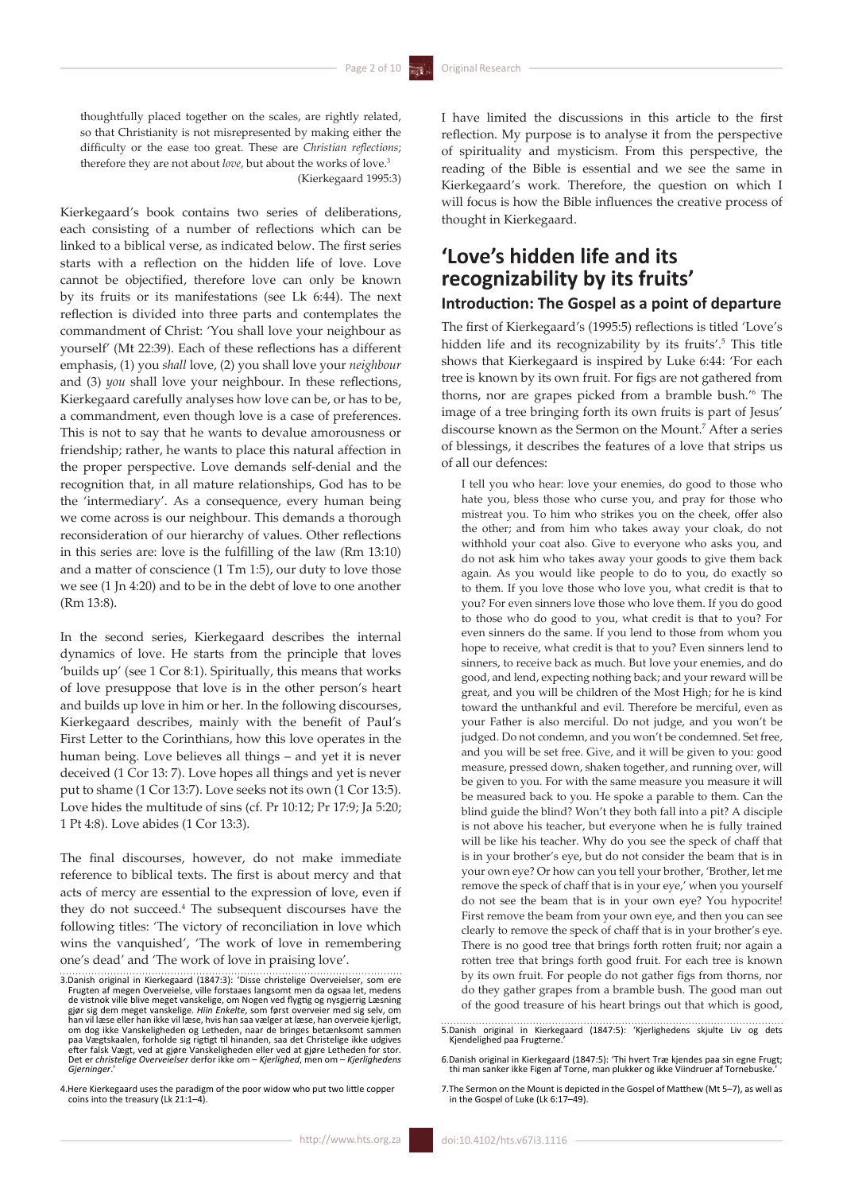> thoughtfully placed together on the scales, are rightly related, so that Christianity is not misrepresented by making either the difficulty or the ease too great. These are *Christian reflections*; therefore they are not about *love,* but about the works of love.[3]
> (Kierkegaard 1995:3)

Kierkegaard's book contains two series of deliberations, each consisting of a number of reflections which can be linked to a biblical verse, as indicated below. The first series starts with a reflection on the hidden life of love. Love cannot be objectified, therefore love can only be known by its fruits or its manifestations (see Lk 6:44). The next reflection is divided into three parts and contemplates the commandment of Christ: 'You shall love your neighbour as yourself' (Mt 22:39). Each of these reflections has a different emphasis, (1) you *shall* love, (2) you shall love your *neighbour* and (3) *you* shall love your neighbour. In these reflections, Kierkegaard carefully analyses how love can be, or has to be, a commandment, even though love is a case of preferences. This is not to say that he wants to devalue amorousness or friendship; rather, he wants to place this natural affection in the proper perspective. Love demands self-denial and the recognition that, in all mature relationships, God has to be the 'intermediary'. As a consequence, every human being we come across is our neighbour. This demands a thorough reconsideration of our hierarchy of values. Other reflections in this series are: love is the fulfilling of the law (Rm 13:10) and a matter of conscience (1 Tm 1:5), our duty to love those we see (1 Jn 4:20) and to be in the debt of love to one another (Rm 13:8).

In the second series, Kierkegaard describes the internal dynamics of love. He starts from the principle that loves 'builds up' (see 1 Cor 8:1). Spiritually, this means that works of love presuppose that love is in the other person's heart and builds up love in him or her. In the following discourses, Kierkegaard describes, mainly with the benefit of Paul's First Letter to the Corinthians, how this love operates in the human being. Love believes all things – and yet it is never deceived (1 Cor 13: 7). Love hopes all things and yet is never put to shame (1 Cor 13:7). Love seeks not its own (1 Cor 13:5). Love hides the multitude of sins (cf. Pr 10:12; Pr 17:9; Ja 5:20; 1 Pt 4:8). Love abides (1 Cor 13:3).

The final discourses, however, do not make immediate reference to biblical texts. The first is about mercy and that acts of mercy are essential to the expression of love, even if they do not succeed.[4] The subsequent discourses have the following titles: 'The victory of reconciliation in love which wins the vanquished', 'The work of love in remembering one's dead' and 'The work of love in praising love'.

I have limited the discussions in this article to the first reflection. My purpose is to analyse it from the perspective of spirituality and mysticism. From this perspective, the reading of the Bible is essential and we see the same in Kierkegaard's work. Therefore, the question on which I will focus is how the Bible influences the creative process of thought in Kierkegaard.

## 'Love's hidden life and its recognizability by its fruits'

### Introduction: The Gospel as a point of departure

The first of Kierkegaard's (1995:5) reflections is titled 'Love's hidden life and its recognizability by its fruits'.[5] This title shows that Kierkegaard is inspired by Luke 6:44: 'For each tree is known by its own fruit. For figs are not gathered from thorns, nor are grapes picked from a bramble bush.'[6] The image of a tree bringing forth its own fruits is part of Jesus' discourse known as the Sermon on the Mount.[7] After a series of blessings, it describes the features of a love that strips us of all our defences:

> I tell you who hear: love your enemies, do good to those who hate you, bless those who curse you, and pray for those who mistreat you. To him who strikes you on the cheek, offer also the other; and from him who takes away your cloak, do not withhold your coat also. Give to everyone who asks you, and do not ask him who takes away your goods to give them back again. As you would like people to do to you, do exactly so to them. If you love those who love you, what credit is that to you? For even sinners love those who love them. If you do good to those who do good to you, what credit is that to you? For even sinners do the same. If you lend to those from whom you hope to receive, what credit is that to you? Even sinners lend to sinners, to receive back as much. But love your enemies, and do good, and lend, expecting nothing back; and your reward will be great, and you will be children of the Most High; for he is kind toward the unthankful and evil. Therefore be merciful, even as your Father is also merciful. Do not judge, and you won't be judged. Do not condemn, and you won't be condemned. Set free, and you will be set free. Give, and it will be given to you: good measure, pressed down, shaken together, and running over, will be given to you. For with the same measure you measure it will be measured back to you. He spoke a parable to them. Can the blind guide the blind? Won't they both fall into a pit? A disciple is not above his teacher, but everyone when he is fully trained will be like his teacher. Why do you see the speck of chaff that is in your brother's eye, but do not consider the beam that is in your own eye? Or how can you tell your brother, 'Brother, let me remove the speck of chaff that is in your eye,' when you yourself do not see the beam that is in your own eye? You hypocrite! First remove the beam from your own eye, and then you can see clearly to remove the speck of chaff that is in your brother's eye. There is no good tree that brings forth rotten fruit; nor again a rotten tree that brings forth good fruit. For each tree is known by its own fruit. For people do not gather figs from thorns, nor do they gather grapes from a bramble bush. The good man out of the good treasure of his heart brings out that which is good,

---

3.Danish original in Kierkegaard (1847:3): 'Disse christelige Overveielser, som ere Frugten af megen Overveielse, ville forstaaes langsomt men da ogsaa let, medens de vistnok ville blive meget vanskelige, om Nogen ved flygtig og nysgjerrig Læsning gjør sig dem meget vanskelige. *Hiin Enkelte*, som først overveier med sig selv, om han vil læse eller han ikke vil læse, hvis han saa vælger at læse, han overveie kjerligt, om dog ikke Vanskeligheden og Letheden, naar de bringes betænksomt sammen paa Vægtskaalen, forholde sig rigtigt til hinanden, saa det Christelige ikke udgives efter falsk Vægt, ved at gjøre Vanskeligheden eller ved at gjøre Letheden for stor. Det er *christelige Overveielser* derfor ikke om – *Kjerlighed*, men om – *Kjerlighedens Gjerninger*.'

4.Here Kierkegaard uses the paradigm of the poor widow who put two little copper coins into the treasury (Lk 21:1–4).

5.Danish original in Kierkegaard (1847:5): 'Kjerlighedens skjulte Liv og dets Kjendelighed paa Frugterne.'

6.Danish original in Kierkegaard (1847:5): 'Thi hvert Træ kjendes paa sin egne Frugt; thi man sanker ikke Figen af Torne, man plukker og ikke Viindruer af Tornebuske.'

7.The Sermon on the Mount is depicted in the Gospel of Matthew (Mt 5–7), as well as in the Gospel of Luke (Lk 6:17–49).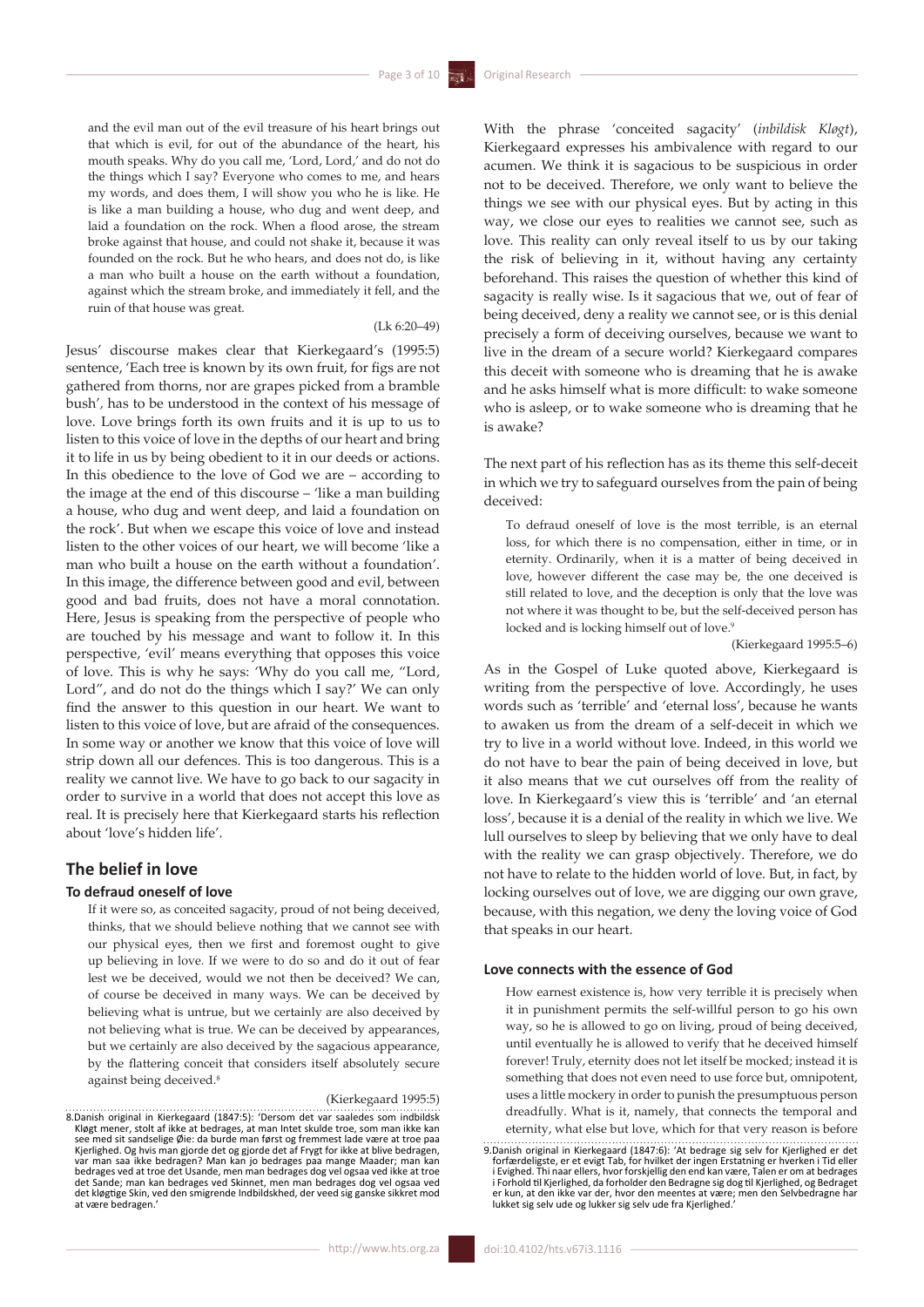and the evil man out of the evil treasure of his heart brings out that which is evil, for out of the abundance of the heart, his mouth speaks. Why do you call me, 'Lord, Lord,' and do not do the things which I say? Everyone who comes to me, and hears my words, and does them, I will show you who he is like. He is like a man building a house, who dug and went deep, and laid a foundation on the rock. When a flood arose, the stream broke against that house, and could not shake it, because it was founded on the rock. But he who hears, and does not do, is like a man who built a house on the earth without a foundation, against which the stream broke, and immediately it fell, and the ruin of that house was great.

(Lk 6:20–49)

Jesus' discourse makes clear that Kierkegaard's (1995:5) sentence, 'Each tree is known by its own fruit, for figs are not gathered from thorns, nor are grapes picked from a bramble bush', has to be understood in the context of his message of love. Love brings forth its own fruits and it is up to us to listen to this voice of love in the depths of our heart and bring it to life in us by being obedient to it in our deeds or actions. In this obedience to the love of God we are – according to the image at the end of this discourse – 'like a man building a house, who dug and went deep, and laid a foundation on the rock'. But when we escape this voice of love and instead listen to the other voices of our heart, we will become 'like a man who built a house on the earth without a foundation'. In this image, the difference between good and evil, between good and bad fruits, does not have a moral connotation. Here, Jesus is speaking from the perspective of people who are touched by his message and want to follow it. In this perspective, 'evil' means everything that opposes this voice of love. This is why he says: 'Why do you call me, "Lord, Lord", and do not do the things which I say?' We can only find the answer to this question in our heart. We want to listen to this voice of love, but are afraid of the consequences. In some way or another we know that this voice of love will strip down all our defences. This is too dangerous. This is a reality we cannot live. We have to go back to our sagacity in order to survive in a world that does not accept this love as real. It is precisely here that Kierkegaard starts his reflection about 'love's hidden life'.

## The belief in love

### To defraud oneself of love

If it were so, as conceited sagacity, proud of not being deceived, thinks, that we should believe nothing that we cannot see with our physical eyes, then we first and foremost ought to give up believing in love. If we were to do so and do it out of fear lest we be deceived, would we not then be deceived? We can, of course be deceived in many ways. We can be deceived by believing what is untrue, but we certainly are also deceived by not believing what is true. We can be deceived by appearances, but we certainly are also deceived by the sagacious appearance, by the flattering conceit that considers itself absolutely secure against being deceived.[8]

(Kierkegaard 1995:5)

With the phrase 'conceited sagacity' (*inbildisk Kløgt*), Kierkegaard expresses his ambivalence with regard to our acumen. We think it is sagacious to be suspicious in order not to be deceived. Therefore, we only want to believe the things we see with our physical eyes. But by acting in this way, we close our eyes to realities we cannot see, such as love. This reality can only reveal itself to us by our taking the risk of believing in it, without having any certainty beforehand. This raises the question of whether this kind of sagacity is really wise. Is it sagacious that we, out of fear of being deceived, deny a reality we cannot see, or is this denial precisely a form of deceiving ourselves, because we want to live in the dream of a secure world? Kierkegaard compares this deceit with someone who is dreaming that he is awake and he asks himself what is more difficult: to wake someone who is asleep, or to wake someone who is dreaming that he is awake?

The next part of his reflection has as its theme this self-deceit in which we try to safeguard ourselves from the pain of being deceived:

To defraud oneself of love is the most terrible, is an eternal loss, for which there is no compensation, either in time, or in eternity. Ordinarily, when it is a matter of being deceived in love, however different the case may be, the one deceived is still related to love, and the deception is only that the love was not where it was thought to be, but the self-deceived person has locked and is locking himself out of love.[9]

(Kierkegaard 1995:5–6)

As in the Gospel of Luke quoted above, Kierkegaard is writing from the perspective of love. Accordingly, he uses words such as 'terrible' and 'eternal loss', because he wants to awaken us from the dream of a self-deceit in which we try to live in a world without love. Indeed, in this world we do not have to bear the pain of being deceived in love, but it also means that we cut ourselves off from the reality of love. In Kierkegaard's view this is 'terrible' and 'an eternal loss', because it is a denial of the reality in which we live. We lull ourselves to sleep by believing that we only have to deal with the reality we can grasp objectively. Therefore, we do not have to relate to the hidden world of love. But, in fact, by locking ourselves out of love, we are digging our own grave, because, with this negation, we deny the loving voice of God that speaks in our heart.

### Love connects with the essence of God

How earnest existence is, how very terrible it is precisely when it in punishment permits the self-willful person to go on his own way, so he is allowed to go on living, proud of being deceived, until eventually he is allowed to verify that he deceived himself forever! Truly, eternity does not let itself be mocked; instead it is something that does not even need to use force but, omnipotent, uses a little mockery in order to punish the presumptuous person dreadfully. What is it, namely, that connects the temporal and eternity, what else but love, which for that very reason is before

8. Danish original in Kierkegaard (1847:5): 'Dersom det var saaledes som indbildsk Kløgt mener, stolt af ikke at bedrages, at man Intet skulde troe, som man ikke kan see med sit sandselige Øie: da burde man først og fremmest lade være at troe paa Kjerlighed. Og hvis man gjorde det og gjorde det af Frygt for ikke at blive bedragen, var man saa ikke bedragen? Man kan jo bedrages paa mange Maader; man kan bedrages ved at troe det Usande, men man bedrages dog vel ogsaa ved ikke at troe det Sande; man kan bedrages ved Skinnet, men man bedrages dog vel ogsaa ved det kløgtige Skin, ved den smigrende Indbildskhed, der veed sig ganske sikkret mod at være bedragen.'

9. Danish original in Kierkegaard (1847:6): 'At bedrage sig selv for Kjerlighed er det forfærdeligste, er et evigt Tab, for hvilket der ingen Erstatning er hverken i Tid eller i Evighed. Thi naar ellers, hvor forskjellig den end kan være, Talen er om at bedrages i Forhold til Kjerlighed, da forholder den Bedragne sig dog til Kjerlighed, og Bedraget er kun, at den ikke var der, hvor den meentes at være; men den Selvbedragne har lukket sig selv ude og lukker sig selv ude fra Kjerlighed.'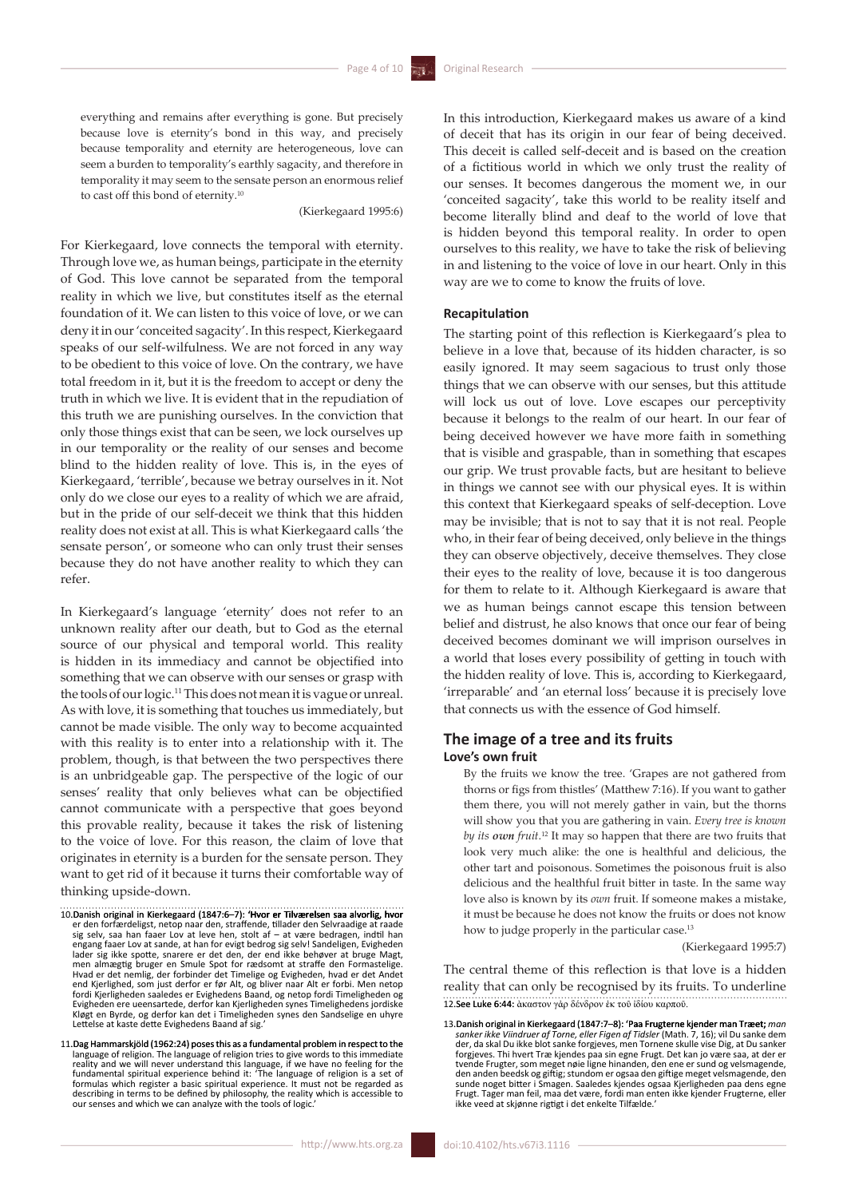> everything and remains after everything is gone. But precisely because love is eternity's bond in this way, and precisely because temporality and eternity are heterogeneous, love can seem a burden to temporality's earthly sagacity, and therefore in temporality it may seem to the sensate person an enormous relief to cast off this bond of eternity.[10]
>
> (Kierkegaard 1995:6)

For Kierkegaard, love connects the temporal with eternity. Through love we, as human beings, participate in the eternity of God. This love cannot be separated from the temporal reality in which we live, but constitutes itself as the eternal foundation of it. We can listen to this voice of love, or we can deny it in our 'conceited sagacity'. In this respect, Kierkegaard speaks of our self-wilfulness. We are not forced in any way to be obedient to this voice of love. On the contrary, we have total freedom in it, but it is the freedom to accept or deny the truth in which we live. It is evident that in the repudiation of this truth we are punishing ourselves. In the conviction that only those things exist that can be seen, we lock ourselves up in our temporality or the reality of our senses and become blind to the hidden reality of love. This is, in the eyes of Kierkegaard, 'terrible', because we betray ourselves in it. Not only do we close our eyes to a reality of which we are afraid, but in the pride of our self-deceit we think that this hidden reality does not exist at all. This is what Kierkegaard calls 'the sensate person', or someone who can only trust their senses because they do not have another reality to which they can refer.

In Kierkegaard's language 'eternity' does not refer to an unknown reality after our death, but to God as the eternal source of our physical and temporal world. This reality is hidden in its immediacy and cannot be objectified into something that we can observe with our senses or grasp with the tools of our logic.[11] This does not mean it is vague or unreal. As with love, it is something that touches us immediately, but cannot be made visible. The only way to become acquainted with this reality is to enter into a relationship with it. The problem, though, is that between the two perspectives there is an unbridgeable gap. The perspective of the logic of our senses' reality that only believes what can be objectified cannot communicate with a perspective that goes beyond this provable reality, because it takes the risk of listening to the voice of love. For this reason, the claim of love that originates in eternity is a burden for the sensate person. They want to get rid of it because it turns their comfortable way of thinking upside-down.

In this introduction, Kierkegaard makes us aware of a kind of deceit that has its origin in our fear of being deceived. This deceit is called self-deceit and is based on the creation of a fictitious world in which we only trust the reality of our senses. It becomes dangerous the moment we, in our 'conceited sagacity', take this world to be reality itself and become literally blind and deaf to the world of love that is hidden beyond this temporal reality. In order to open ourselves to this reality, we have to take the risk of believing in and listening to the voice of love in our heart. Only in this way are we to come to know the fruits of love.

#### Recapitulation

The starting point of this reflection is Kierkegaard's plea to believe in a love that, because of its hidden character, is so easily ignored. It may seem sagacious to trust only those things that we can observe with our senses, but this attitude will lock us out of love. Love escapes our perceptivity because it belongs to the realm of our heart. In our fear of being deceived however we have more faith in something that is visible and graspable, than in something that escapes our grip. We trust provable facts, but are hesitant to believe in things we cannot see with our physical eyes. It is within this context that Kierkegaard speaks of self-deception. Love may be invisible; that is not to say that it is not real. People who, in their fear of being deceived, only believe in the things they can observe objectively, deceive themselves. They close their eyes to the reality of love, because it is too dangerous for them to relate to it. Although Kierkegaard is aware that we as human beings cannot escape this tension between belief and distrust, he also knows that once our fear of being deceived becomes dominant we will imprison ourselves in a world that loses every possibility of getting in touch with the hidden reality of love. This is, according to Kierkegaard, 'irreparable' and 'an eternal loss' because it is precisely love that connects us with the essence of God himself.

## The image of a tree and its fruits

### Love's own fruit

> By the fruits we know the tree. 'Grapes are not gathered from thorns or figs from thistles' (Matthew 7:16). If you want to gather them there, you will not merely gather in vain, but the thorns will show you that you are gathering in vain. *Every tree is known by its* ***own*** *fruit*.[12] It may so happen that there are two fruits that look very much alike: the one is healthful and delicious, the other tart and poisonous. Sometimes the poisonous fruit is also delicious and the healthful fruit bitter in taste. In the same way love also is known by its *own* fruit. If someone makes a mistake, it must be because he does not know the fruits or does not know how to judge properly in the particular case.[13]
>
> (Kierkegaard 1995:7)

The central theme of this reflection is that love is a hidden reality that can only be recognised by its fruits. To underline

---

10. **Danish original in Kierkegaard (1847:6–7): 'Hvor er Tilværelsen saa alvorlig, hvor** er den forfærdeligst, netop naar den, straffende, tillader den Selvraadige at raade sig selv, saa han faaer Lov at leve hen, stolt af – at være bedragen, indtil han engang faaer Lov at sande, at han for evigt bedrog sig selv! Sandeligen, Evigheden lader sig ikke spotte, snarere er det den, der end ikke behøver at bruge Magt, men almægtig bruger en Smule Spot for rædsomt at straffe den Formastelige. Hvad er det nemlig, der forbinder det Timelige og Evigheden, hvad er det Andet end Kjerlighed, som just derfor er før Alt, og bliver naar Alt er forbi. Men netop fordi Kjerligheden saaledes er Evighedens Baand, og netop fordi Timeligheden og Evigheden ere ueensartede, derfor kan Kjerligheden synes Timelighedens jordiske Kløgt en Byrde, og derfor kan det i Timeligheden synes den Sandselige en uhyre Lettelse at kaste dette Evighedens Baand af sig.'

11. **Dag Hammarskjöld (1962:24) poses this as a fundamental problem in respect to the** language of religion. The language of religion tries to give words to this immediate reality and we will never understand this language, if we have no feeling for the fundamental spiritual experience behind it: 'The language of religion is a set of formulas which register a basic spiritual experience. It must not be regarded as describing in terms to be defined by philosophy, the reality which is accessible to our senses and which we can analyze with the tools of logic.'

12. **See Luke 6:44:** ἕκαστον γὰρ δένδρον ἐκ τοῦ ἰδίου καρποῦ.

13. **Danish original in Kierkegaard (1847:7–8): 'Paa Frugterne kjender man Træet;** *man sanker ikke Viindruer af Torne, eller Figen af Tidsler* (Math. 7, 16); vil Du sanke dem der, da skal Du ikke blot sanke forgjeves, men Tornene skulle vise Dig, at Du sanker forgjeves. Thi hvert Træ kjendes paa sin egne Frugt. Det kan jo være saa, at der er tvende Frugter, som meget nøie ligne hinanden, den ene er sund og velsmagende, den anden beedsk og giftig; stundom er ogsaa den giftige meget velsmagende, den sunde noget bitter i Smagen. Saaledes kjendes ogsaa Kjerligheden paa dens egne Frugt. Tager man feil, maa det være, fordi man enten ikke kjender Frugterne, eller ikke veed at skjønne rigtigt i det enkelte Tilfælde.'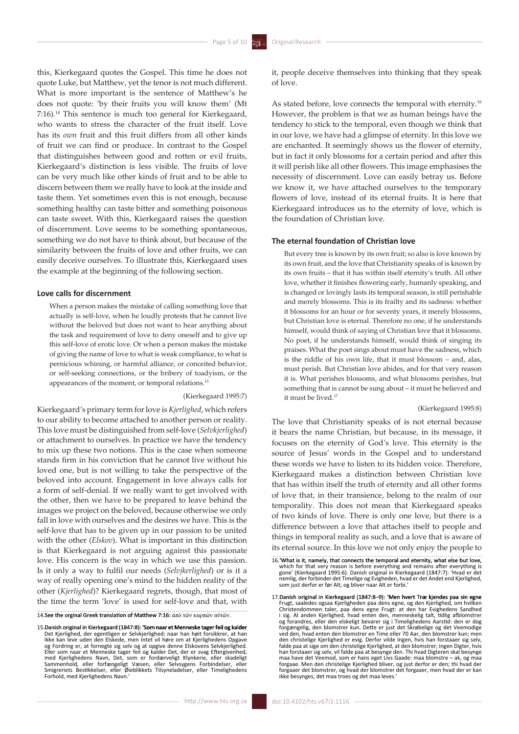this, Kierkegaard quotes the Gospel. This time he does not quote Luke, but Matthew, yet the tenor is not much different. What is more important is the sentence of Matthew's he does not quote: 'by their fruits you will know them' (Mt 7:16).[14] This sentence is much too general for Kierkegaard, who wants to stress the character of the fruit itself. Love has its *own* fruit and this fruit differs from all other kinds of fruit we can find or produce. In contrast to the Gospel that distinguishes between good and rotten or evil fruits, Kierkegaard's distinction is less visible. The fruits of love can be very much like other kinds of fruit and to be able to discern between them we really have to look at the inside and taste them. Yet sometimes even this is not enough, because something healthy can taste bitter and something poisonous can taste sweet. With this, Kierkegaard raises the question of discernment. Love seems to be something spontaneous, something we do not have to think about, but because of the similarity between the fruits of love and other fruits, we can easily deceive ourselves. To illustrate this, Kierkegaard uses the example at the beginning of the following section.

### Love calls for discernment

> When a person makes the mistake of calling something love that actually is self-love, when he loudly protests that he cannot live without the beloved but does not want to hear anything about the task and requirement of love to deny oneself and to give up this self-love of erotic love. Or when a person makes the mistake of giving the name of love to what is weak compliance, to what is pernicious whining, or harmful alliance, or conceited behavior, or self-seeking connections, or the bribery of toadyism, or the appearances of the moment, or temporal relations.[15]
>
> (Kierkegaard 1995:7)

Kierkegaard's primary term for love is *Kjerlighed*, which refers to our ability to become attached to another person or reality. This love must be distinguished from self-love (*Selvkjerlighed*) or attachment to ourselves. In practice we have the tendency to mix up these two notions. This is the case when someone stands firm in his conviction that he cannot live without his loved one, but is not willing to take the perspective of the beloved into account. Engagement in love always calls for a form of self-denial. If we really want to get involved with the other, then we have to be prepared to leave behind the images we project on the beloved, because otherwise we only fall in love with ourselves and the desires we have. This is the self-love that has to be given up in our passion to be united with the other (*Elskov*). What is important in this distinction is that Kierkegaard is not arguing against this passionate love. His concern is the way in which we use this passion. Is it only a way to fulfil our needs (*Selvjkerlighed*) or is it a way of really opening one's mind to the hidden reality of the other (*Kjerlighed*)? Kierkegaard regrets, though, that most of the time the term 'love' is used for self-love and that, with it, people deceive themselves into thinking that they speak of love.

As stated before, love connects the temporal with eternity.[16] However, the problem is that we as human beings have the tendency to stick to the temporal, even though we think that in our love, we have had a glimpse of eternity. In this love we are enchanted. It seemingly shows us the flower of eternity, but in fact it only blossoms for a certain period and after this it will perish like all other flowers. This image emphasises the necessity of discernment. Love can easily betray us. Before we know it, we have attached ourselves to the temporary flowers of love, instead of its eternal fruits. It is here that Kierkegaard introduces us to the eternity of love, which is the foundation of Christian love.

### The eternal foundation of Christian love

> But every tree is known by its own fruit; so also is love known by its own fruit, and the love that Christianity speaks of is known by its own fruits – that it has within itself eternity's truth. All other love, whether it finishes flowering early, humanly speaking, and is changed or lovingly lasts its temporal season, is still perishable and merely blossoms. This is its frailty and its sadness: whether it blossoms for an hour or for seventy years, it merely blossoms, but Christian love is eternal. Therefore no one, if he understands himself, would think of saying of Christian love that it blossoms. No poet, if he understands himself, would think of singing its praises. What the poet sings about must have the sadness, which is the riddle of his own life, that it must blossom – and, alas, must perish. But Christian love abides, and for that very reason it is. What perishes blossoms, and what blossoms perishes, but something that is cannot be sung about – it must be believed and it must be lived.[17]
>
> (Kierkegaard 1995:8)

The love that Christianity speaks of is not eternal because it bears the name Christian, but because, in its message, it focuses on the eternity of God's love. This eternity is the source of Jesus' words in the Gospel and to understand these words we have to listen to its hidden voice. Therefore, Kierkegaard makes a distinction between Christian love that has within itself the truth of eternity and all other forms of love that, in their transience, belong to the realm of our temporality. This does not mean that Kierkegaard speaks of two kinds of love. There is only one love, but there is a difference between a love that attaches itself to people and things in temporal reality as such, and a love that is aware of its eternal source. In this love we not only enjoy the people to

---

14. **See the orginal Greek translation of Matthew 7:16:** ἀπὸ τῶν καρπῶν αὐτῶν.

15. **Danish original in Kierkegaard (1847:8): 'Som naar et Menneske tager feil og kalder** Det Kjerlighed, der egentligen er Selvkjerlighed: naar han høit forsikkrer, at han ikke kan leve uden den Elskede, men Intet vil høre om at Kjerlighedens Opgave og Fordring er, at fornegte sig selv og at opgive denne Elskovens Selvkjerlighed. Eller som naar et Menneske tager feil og kalder Det, der er svag Eftergivenhed, med Kjerlighedens Navn, Det, som er fordærveligt Klynkerie, eller skadeligt Sammenhold, eller forfængeligt Væsen, eller Selvsygens Forbindelser, eller Smigreriets Bestikkelser, eller Øieblikkets Tilsyneladelser, eller Timelighedens Forhold, med Kjerlighedens Navn.'

16. **'What is it, namely, that connects the temporal and eternity, what else but love,** which for that very reason is before everything and remains after everything is gone' (Kierkegaard 1995:6). Danish original in Kierkegaard (1847:7): 'Hvad er det nemlig, der forbinder det Timelige og Evigheden, hvad er det Andet end Kjerlighed, som just derfor er før Alt, og bliver naar Alt er forbi.'

17. **Danish original in Kierkegaard (1847:8–9): 'Men hvert Træ kjendes paa sin egne** Frugt, saaledes ogsaa Kjerligheden paa dens egne, og den Kjerlighed, om hvilken Christendommen taler, paa dens egne Frugt: at den har Evighedens Sandhed i sig. Al anden Kjerlighed, hvad enten den, menneskelig talt, tidlig afblomstrer og forandres, eller den elskeligt bevarer sig i Timelighedens Aarstid: den er dog forgængelig, den blomstrer kun. Dette er just det Skrøbelige og det Veemodige ved den, hvad enten den blomstrer en Time eller 70 Aar, den blomstrer kun; men den christelige Kjerlighed er evig. Derfor vilde Ingen, hvis han forstaaer sig selv, falde paa at sige om den christelige Kjerlighed, at den blomstrer; ingen Digter, hvis han forstaaer sig selv, vil falde paa at besynge den. Thi hvad Digteren skal besynge maa have det Veemod, som er hans eget Livs Gaade: maa blomstre – ak, og maa forgaae. Men den christelige Kjerlighed bliver, og just derfor er den; thi hvad der forgaaer det blomstrer, og hvad der blomstrer det forgaaer, men hvad der er kan ikke besynges, det maa troes og det maa leves.'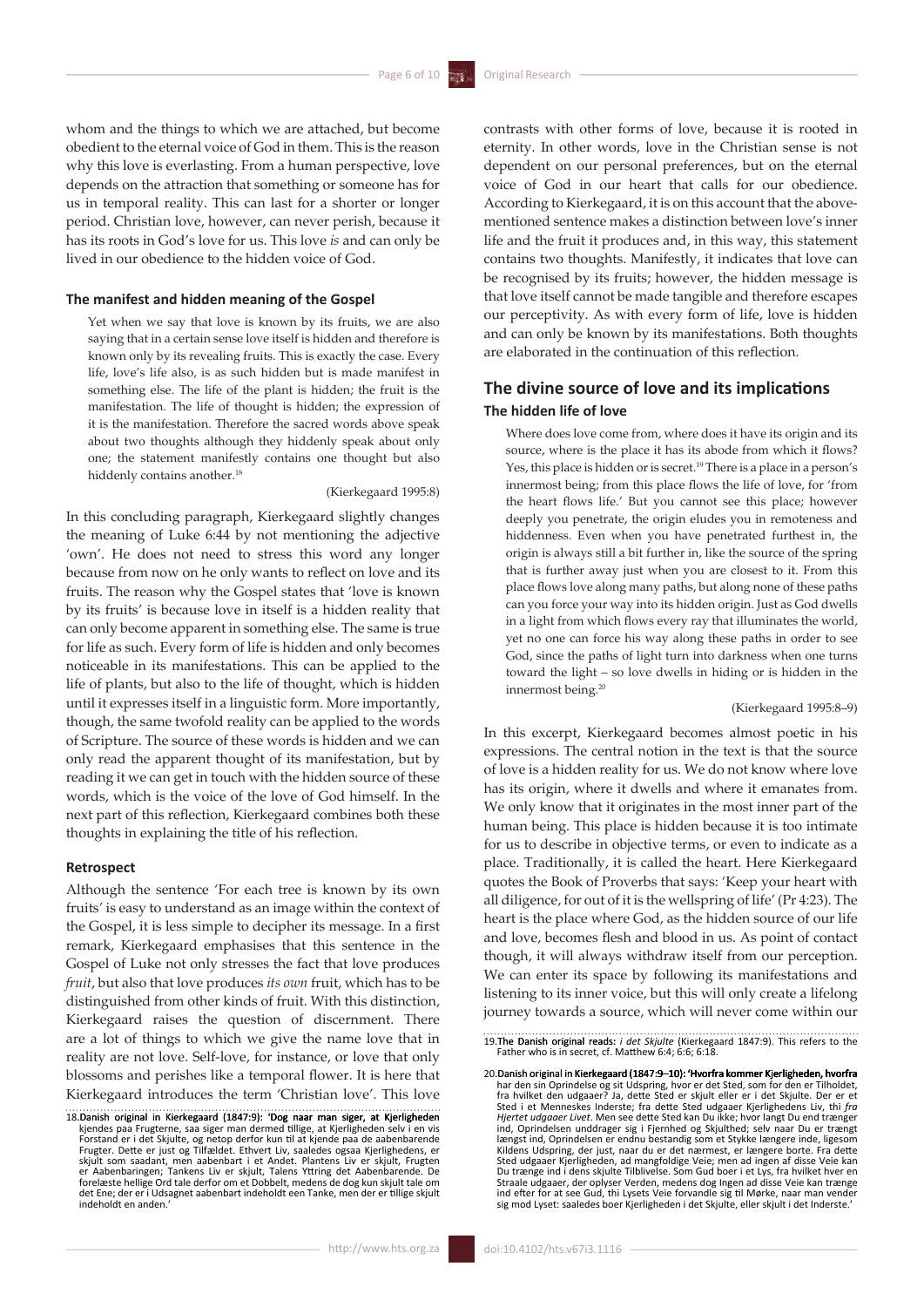whom and the things to which we are attached, but become obedient to the eternal voice of God in them. This is the reason why this love is everlasting. From a human perspective, love depends on the attraction that something or someone has for us in temporal reality. This can last for a shorter or longer period. Christian love, however, can never perish, because it has its roots in God's love for us. This love *is* and can only be lived in our obedience to the hidden voice of God.

#### The manifest and hidden meaning of the Gospel

> Yet when we say that love is known by its fruits, we are also saying that in a certain sense love itself is hidden and therefore is known only by its revealing fruits. This is exactly the case. Every life, love's life also, is as such hidden but is made manifest in something else. The life of the plant is hidden; the fruit is the manifestation. The life of thought is hidden; the expression of it is the manifestation. Therefore the sacred words above speak about two thoughts although they hiddenly speak about only one; the statement manifestly contains one thought but also hiddenly contains another.[18]
>
> (Kierkegaard 1995:8)

In this concluding paragraph, Kierkegaard slightly changes the meaning of Luke 6:44 by not mentioning the adjective 'own'. He does not need to stress this word any longer because from now on he only wants to reflect on love and its fruits. The reason why the Gospel states that 'love is known by its fruits' is because love in itself is a hidden reality that can only become apparent in something else. The same is true for life as such. Every form of life is hidden and only becomes noticeable in its manifestations. This can be applied to the life of plants, but also to the life of thought, which is hidden until it expresses itself in a linguistic form. More importantly, though, the same twofold reality can be applied to the words of Scripture. The source of these words is hidden and we can only read the apparent thought of its manifestation, but by reading it we can get in touch with the hidden source of these words, which is the voice of the love of God himself. In the next part of this reflection, Kierkegaard combines both these thoughts in explaining the title of his reflection.

#### Retrospect

Although the sentence 'For each tree is known by its own fruits' is easy to understand as an image within the context of the Gospel, it is less simple to decipher its message. In a first remark, Kierkegaard emphasises that this sentence in the Gospel of Luke not only stresses the fact that love produces *fruit*, but also that love produces *its own* fruit, which has to be distinguished from other kinds of fruit. With this distinction, Kierkegaard raises the question of discernment. There are a lot of things to which we give the name love that in reality are not love. Self-love, for instance, or love that only blossoms and perishes like a temporal flower. It is here that Kierkegaard introduces the term 'Christian love'. This love contrasts with other forms of love, because it is rooted in eternity. In other words, love in the Christian sense is not dependent on our personal preferences, but on the eternal voice of God in our heart that calls for our obedience. According to Kierkegaard, it is on this account that the above-mentioned sentence makes a distinction between love's inner life and the fruit it produces and, in this way, this statement contains two thoughts. Manifestly, it indicates that love can be recognised by its fruits; however, the hidden message is that love itself cannot be made tangible and therefore escapes our perceptivity. As with every form of life, love is hidden and can only be known by its manifestations. Both thoughts are elaborated in the continuation of this reflection.

## The divine source of love and its implications

### The hidden life of love

> Where does love come from, where does it have its origin and its source, where is the place it has its abode from which it flows? Yes, this place is hidden or is secret.[19] There is a place in a person's innermost being; from this place flows the life of love, for 'from the heart flows life.' But you cannot see this place; however deeply you penetrate, the origin eludes you in remoteness and hiddenness. Even when you have penetrated furthest in, the origin is always still a bit further in, like the source of the spring that is further away just when you are closest to it. From this place flows love along many paths, but along none of these paths can you force your way into its hidden origin. Just as God dwells in a light from which flows every ray that illuminates the world, yet no one can force his way along these paths in order to see God, since the paths of light turn into darkness when one turns toward the light – so love dwells in hiding or is hidden in the innermost being.[20]
>
> (Kierkegaard 1995:8–9)

In this excerpt, Kierkegaard becomes almost poetic in his expressions. The central notion in the text is that the source of love is a hidden reality for us. We do not know where love has its origin, where it dwells and where it emanates from. We only know that it originates in the most inner part of the human being. This place is hidden because it is too intimate for us to describe in objective terms, or even to indicate as a place. Traditionally, it is called the heart. Here Kierkegaard quotes the Book of Proverbs that says: 'Keep your heart with all diligence, for out of it is the wellspring of life' (Pr 4:23). The heart is the place where God, as the hidden source of our life and love, becomes flesh and blood in us. As point of contact though, it will always withdraw itself from our perception. We can enter its space by following its manifestations and listening to its inner voice, but this will only create a lifelong journey towards a source, which will never come within our

---

18. **Danish original in Kierkegaard (1847:9): 'Dog naar man siger, at Kjerligheden** kjendes paa Frugterne, saa siger man dermed tillige, at Kjerligheden selv i en vis Forstand er i det Skjulte, og netop derfor kun til at kjende paa de aabenbarende Frugter. Dette er just og Tilfældet. Ethvert Liv, saaledes ogsaa Kjerlighedens, er skjult som saadant, men aabenbart i et Andet. Plantens Liv er skjult, Frugten er Aabenbaringen; Tankens Liv er skjult, Talens Yttring det Aabenbarende. De forelæste hellige Ord tale derfor om et Dobbelt, medens de dog kun skjult tale om det Ene; der er i Udsagnet aabenbart indeholdt een Tanke, men der er tillige skjult indeholdt en anden.'

19. **The Danish original reads:** *i det Skjulte* (Kierkegaard 1847:9). This refers to the Father who is in secret, cf. Matthew 6:4; 6:6; 6:18.

20. **Danish original in Kierkegaard (1847:9–10): 'Hvorfra kommer Kjerligheden, hvorfra** har den sin Oprindelse og sit Udspring, hvor er det Sted, som for den er Tilholdet, fra hvilket den udgaaer? Ja, dette Sted er skjult eller er i det Skjulte. Der er et Sted i et Menneskes Inderste; fra dette Sted udgaaer Kjerlighedens Liv, thi *fra Hjertet udgaaer Livet*. Men see dette Sted kan Du ikke; hvor langt Du end trænger ind, Oprindelsen unddrager sig i Fjernhed og Skjulthed; selv naar Du er trængt længst ind, Oprindelsen er endnu bestandig som et Stykke længere inde, ligesom Kildens Udspring, der just, naar du er det nærmest, er længere borte. Fra dette Sted udgaaer Kjerligheden, ad mangfoldige Veie; men ad ingen af disse Veie kan Du trænge ind i dens skjulte Tiblivelse. Som Gud boer i et Lys, fra hvilket hver en Straale udgaaer, der oplyser Verden, medens dog Ingen ad disse Veie kan trænge ind efter for at see Gud, thi Lysets Veie forvandle sig til Mørke, naar man vender sig mod Lyset: saaledes boer Kjerligheden i det Skjulte, eller skjult i det Inderste.'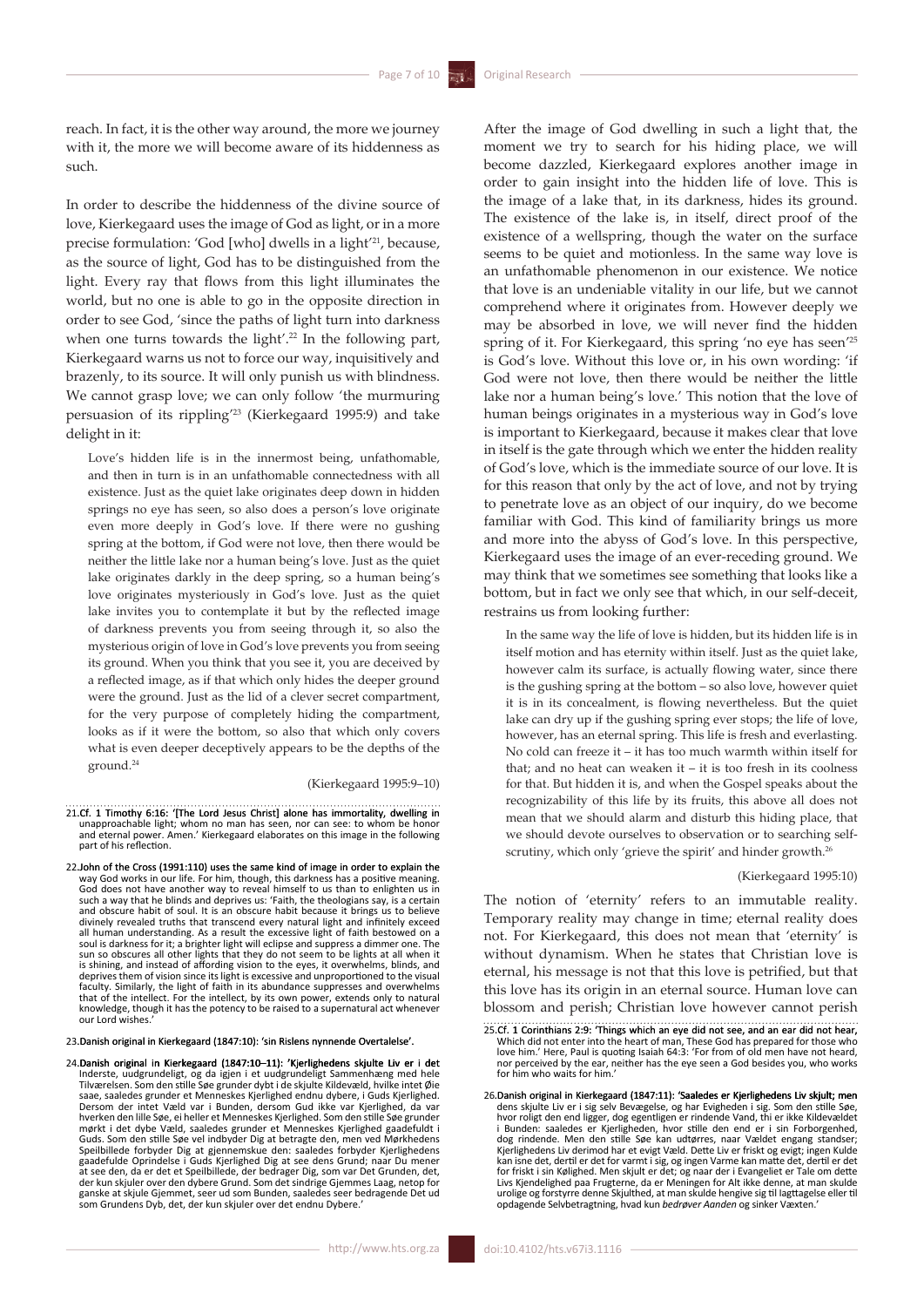reach. In fact, it is the other way around, the more we journey with it, the more we will become aware of its hiddenness as such.

In order to describe the hiddenness of the divine source of love, Kierkegaard uses the image of God as light, or in a more precise formulation: 'God [who] dwells in a light'[21], because, as the source of light, God has to be distinguished from the light. Every ray that flows from this light illuminates the world, but no one is able to go in the opposite direction in order to see God, 'since the paths of light turn into darkness when one turns towards the light'.[22] In the following part, Kierkegaard warns us not to force our way, inquisitively and brazenly, to its source. It will only punish us with blindness. We cannot grasp love; we can only follow 'the murmuring persuasion of its rippling'[23] (Kierkegaard 1995:9) and take delight in it:

> Love's hidden life is in the innermost being, unfathomable, and then in turn is in an unfathomable connectedness with all existence. Just as the quiet lake originates deep down in hidden springs no eye has seen, so also does a person's love originate even more deeply in God's love. If there were no gushing spring at the bottom, if God were not love, then there would be neither the little lake nor a human being's love. Just as the quiet lake originates darkly in the deep spring, so a human being's love originates mysteriously in God's love. Just as the quiet lake invites you to contemplate it but by the reflected image of darkness prevents you from seeing through it, so also the mysterious origin of love in God's love prevents you from seeing its ground. When you think that you see it, you are deceived by a reflected image, as if that which only hides the deeper ground were the ground. Just as the lid of a clever secret compartment, for the very purpose of completely hiding the compartment, looks as if it were the bottom, so also that which only covers what is even deeper deceptively appears to be the depths of the ground.[24]
>
> (Kierkegaard 1995:9–10)

After the image of God dwelling in such a light that, the moment we try to search for his hiding place, we will become dazzled, Kierkegaard explores another image in order to gain insight into the hidden life of love. This is the image of a lake that, in its darkness, hides its ground. The existence of the lake is, in itself, direct proof of the existence of a wellspring, though the water on the surface seems to be quiet and motionless. In the same way love is an unfathomable phenomenon in our existence. We notice that love is an undeniable vitality in our life, but we cannot comprehend where it originates from. However deeply we may be absorbed in love, we will never find the hidden spring of it. For Kierkegaard, this spring 'no eye has seen'[25] is God's love. Without this love or, in his own wording: 'if God were not love, then there would be neither the little lake nor a human being's love.' This notion that the love of human beings originates in a mysterious way in God's love is important to Kierkegaard, because it makes clear that love in itself is the gate through which we enter the hidden reality of God's love, which is the immediate source of our love. It is for this reason that only by the act of love, and not by trying to penetrate love as an object of our inquiry, do we become familiar with God. This kind of familiarity brings us more and more into the abyss of God's love. In this perspective, Kierkegaard uses the image of an ever-receding ground. We may think that we sometimes see something that looks like a bottom, but in fact we only see that which, in our self-deceit, restrains us from looking further:

> In the same way the life of love is hidden, but its hidden life is in itself motion and has eternity within itself. Just as the quiet lake, however calm its surface, is actually flowing water, since there is the gushing spring at the bottom – so also love, however quiet it is in its concealment, is flowing nevertheless. But the quiet lake can dry up if the gushing spring ever stops; the life of love, however, has an eternal spring. This life is fresh and everlasting. No cold can freeze it – it has too much warmth within itself for that; and no heat can weaken it – it is too fresh in its coolness for that. But hidden it is, and when the Gospel speaks about the recognizability of this life by its fruits, this above all does not mean that we should alarm and disturb this hiding place, that we should devote ourselves to observation or to searching self-scrutiny, which only 'grieve the spirit' and hinder growth.[26]
>
> (Kierkegaard 1995:10)

The notion of 'eternity' refers to an immutable reality. Temporary reality may change in time; eternal reality does not. For Kierkegaard, this does not mean that 'eternity' is without dynamism. When he states that Christian love is eternal, his message is not that this love is petrified, but that this love has its origin in an eternal source. Human love can blossom and perish; Christian love however cannot perish

---

21. Cf. 1 Timothy 6:16: '[The Lord Jesus Christ] alone has immortality, dwelling in unapproachable light; whom no man has seen, nor can see: to whom be honor and eternal power. Amen.' Kierkegaard elaborates on this image in the following part of his reflection.

22. John of the Cross (1991:110) uses the same kind of image in order to explain the way God works in our life. For him, though, this darkness has a positive meaning. God does not have another way to reveal himself to us than to enlighten us in such a way that he blinds and deprives us: 'Faith, the theologians say, is a certain and obscure habit of soul. It is an obscure habit because it brings us to believe divinely revealed truths that transcend every natural light and infinitely exceed all human understanding. As a result the excessive light of faith bestowed on a soul is darkness for it; a brighter light will eclipse and suppress a dimmer one. The sun so obscures all other lights that they do not seem to be lights at all when it is shining, and instead of affording vision to the eyes, it overwhelms, blinds, and deprives them of vision since its light is excessive and unproportioned to the visual faculty. Similarly, the light of faith in its abundance suppresses and overwhelms that of the intellect. For the intellect, by its own power, extends only to natural knowledge, though it has the potency to be raised to a supernatural act whenever our Lord wishes.'

23. Danish original in Kierkegaard (1847:10): 'sin Rislens nynnende Overtalelse'.

24. Danish original in Kierkegaard (1847:10–11): 'Kjerlighedens skjulte Liv er i det Inderste, uudgrundeligt, og da igjen i et uudgrundeligt Sammenhæng med hele Tilværelsen. Som den stille Søe grunder dybt i de skjulte Kildevæld, hvilke intet Øie saae, saaledes grunder et Menneskes Kjerlighed endnu dybere, i Guds Kjerlighed. Dersom der intet Væld var i Bunden, dersom Gud ikke var Kjerlighed, da var hverken den lille Søe, ei heller et Menneskes Kjerlighed. Som den stille Søe grunder mørkt i det dybe Væld, saaledes grunder et Menneskes Kjerlighed gaadefuldt i Guds. Som den stille Søe vel indbyder Dig at betragte den, men ved Mørkhedens Speilbillede forbyder Dig at gjennemskue den: saaledes forbyder Kjerlighedens gaadefulde Oprindelse i Guds Kjerlighed Dig at see dens Grund; naar Du mener at see den, da er det et Speilbillede, der bedrager Dig, som var Det Grunden, det, der kun skjuler over den dybere Grund. Som det sindrige Gjemmes Laag, netop for ganske at skjule Gjemmet, seer ud som Bunden, saaledes seer bedragende Det ud som Grundens Dyb, det, der kun skjuler over det endnu Dybere.'

25. Cf. 1 Corinthians 2:9: 'Things which an eye did not see, and an ear did not hear, Which did not enter into the heart of man, These God has prepared for those who love him.' Here, Paul is quoting Isaiah 64:3: 'For from of old men have not heard, nor perceived by the ear, neither has the eye seen a God besides you, who works for him who waits for him.'

26. Danish original in Kierkegaard (1847:11): 'Saaledes er Kjerlighedens Liv skjult; men dens skjulte Liv er i sig selv Bevægelse, og har Evigheden i sig. Som den stille Søe, hvor roligt den end ligger, dog egentligen er rindende Vand, thi er ikke Kildevældet i Bunden: saaledes er Kjerligheden, hvor stille den end er i sin Forborgenhed, dog rindende. Men den stille Søe kan udtørres, naar Vældet engang standser; Kjerlighedens Liv derimod har et evigt Væld. Dette Liv er friskt og evigt; ingen Kulde kan isne det, dertil er det for varmt i sig, og ingen Varme kan matte det, dertil er det for friskt i sin Kølighed. Men skjult er det; og naar der i Evangeliet er Tale om dette Livs Kjendelighed paa Frugterne, da er Meningen for Alt ikke denne, at man skulde urolige og forstyrre denne Skjulthed, at man skulde hengive sig til Iagttagelse eller til opdagende Selvbetragtning, hvad kun *bedrøver Aanden* og sinker Væxten.'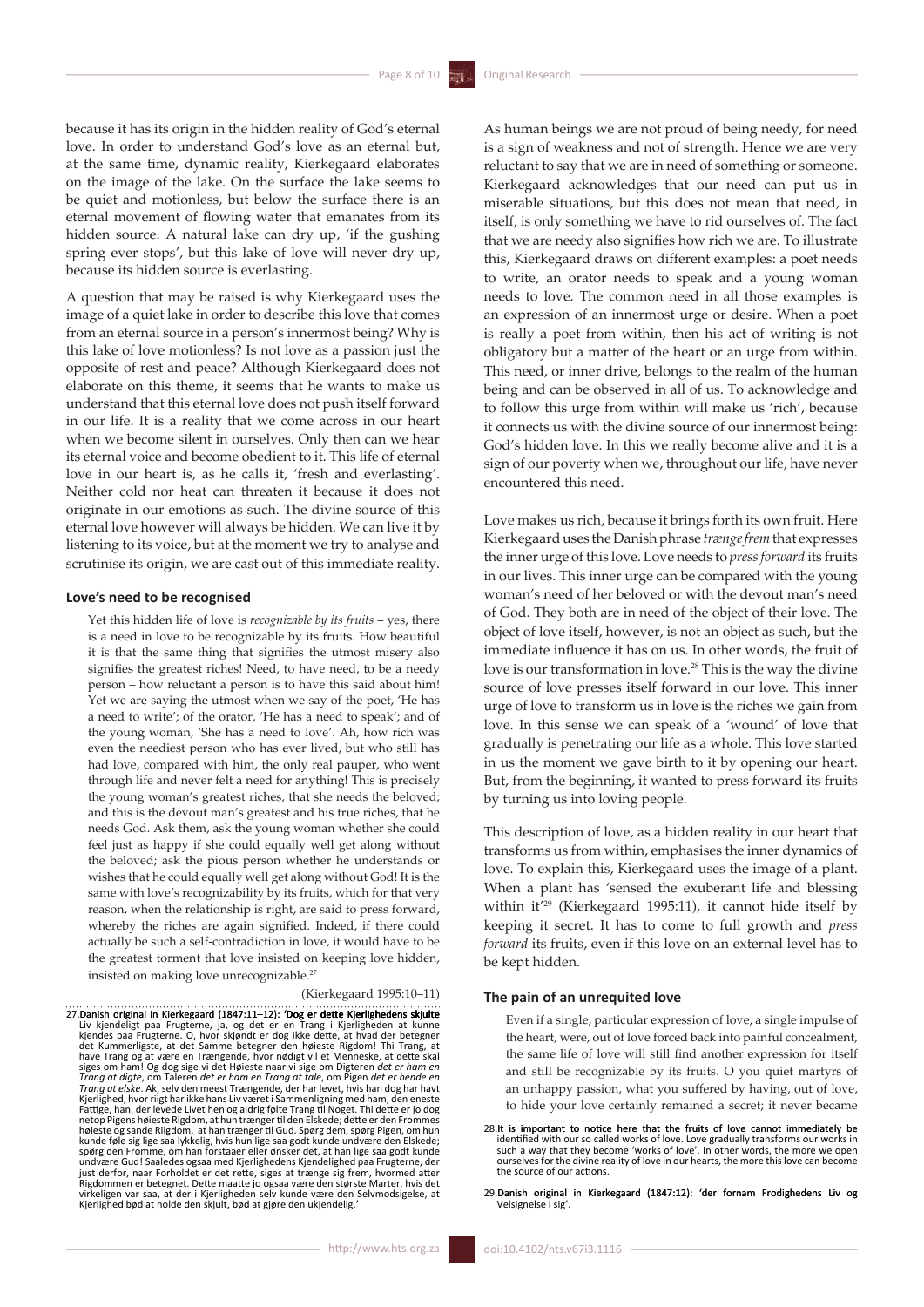because it has its origin in the hidden reality of God's eternal love. In order to understand God's love as an eternal but, at the same time, dynamic reality, Kierkegaard elaborates on the image of the lake. On the surface the lake seems to be quiet and motionless, but below the surface there is an eternal movement of flowing water that emanates from its hidden source. A natural lake can dry up, 'if the gushing spring ever stops', but this lake of love will never dry up, because its hidden source is everlasting.

A question that may be raised is why Kierkegaard uses the image of a quiet lake in order to describe this love that comes from an eternal source in a person's innermost being? Why is this lake of love motionless? Is not love as a passion just the opposite of rest and peace? Although Kierkegaard does not elaborate on this theme, it seems that he wants to make us understand that this eternal love does not push itself forward in our life. It is a reality that we come across in our heart when we become silent in ourselves. Only then can we hear its eternal voice and become obedient to it. This life of eternal love in our heart is, as he calls it, 'fresh and everlasting'. Neither cold nor heat can threaten it because it does not originate in our emotions as such. The divine source of this eternal love however will always be hidden. We can live it by listening to its voice, but at the moment we try to analyse and scrutinise its origin, we are cast out of this immediate reality.

### Love's need to be recognised

> Yet this hidden life of love is *recognizable by its fruits* – yes, there is a need in love to be recognizable by its fruits. How beautiful it is that the same thing that signifies the utmost misery also signifies the greatest riches! Need, to have need, to be a needy person – how reluctant a person is to have this said about him! Yet we are saying the utmost when we say of the poet, 'He has a need to write'; of the orator, 'He has a need to speak'; and of the young woman, 'She has a need to love'. Ah, how rich was even the neediest person who has ever lived, but who still has had love, compared with him, the only real pauper, who went through life and never felt a need for anything! This is precisely the young woman's greatest riches, that she needs the beloved; and this is the devout man's greatest and his true riches, that he needs God. Ask them, ask the young woman whether she could feel just as happy if she could equally well get along without the beloved; ask the pious person whether he understands or wishes that he could equally well get along without God! It is the same with love's recognizability by its fruits, which for that very reason, when the relationship is right, are said to press forward, whereby the riches are again signified. Indeed, if there could actually be such a self-contradiction in love, it would have to be the greatest torment that love insisted on keeping love hidden, insisted on making love unrecognizable.[27]
>
> (Kierkegaard 1995:10–11)

As human beings we are not proud of being needy, for need is a sign of weakness and not of strength. Hence we are very reluctant to say that we are in need of something or someone. Kierkegaard acknowledges that our need can put us in miserable situations, but this does not mean that need, in itself, is only something we have to rid ourselves of. The fact that we are needy also signifies how rich we are. To illustrate this, Kierkegaard draws on different examples: a poet needs to write, an orator needs to speak and a young woman needs to love. The common need in all those examples is an expression of an innermost urge or desire. When a poet is really a poet from within, then his act of writing is not obligatory but a matter of the heart or an urge from within. This need, or inner drive, belongs to the realm of the human being and can be observed in all of us. To acknowledge and to follow this urge from within will make us 'rich', because it connects us with the divine source of our innermost being: God's hidden love. In this we really become alive and it is a sign of our poverty when we, throughout our life, have never encountered this need.

Love makes us rich, because it brings forth its own fruit. Here Kierkegaard uses the Danish phrase *trænge frem* that expresses the inner urge of this love. Love needs to *press forward* its fruits in our lives. This inner urge can be compared with the young woman's need of her beloved or with the devout man's need of God. They both are in need of the object of their love. The object of love itself, however, is not an object as such, but the immediate influence it has on us. In other words, the fruit of love is our transformation in love.[28] This is the way the divine source of love presses itself forward in our love. This inner urge of love to transform us in love is the riches we gain from love. In this sense we can speak of a 'wound' of love that gradually is penetrating our life as a whole. This love started in us the moment we gave birth to it by opening our heart. But, from the beginning, it wanted to press forward its fruits by turning us into loving people.

This description of love, as a hidden reality in our heart that transforms us from within, emphasises the inner dynamics of love. To explain this, Kierkegaard uses the image of a plant. When a plant has 'sensed the exuberant life and blessing within it'[29] (Kierkegaard 1995:11), it cannot hide itself by keeping it secret. It has to come to full growth and *press forward* its fruits, even if this love on an external level has to be kept hidden.

### The pain of an unrequited love

> Even if a single, particular expression of love, a single impulse of the heart, were, out of love forced back into painful concealment, the same life of love will still find another expression for itself and still be recognizable by its fruits. O you quiet martyrs of an unhappy passion, what you suffered by having, out of love, to hide your love certainly remained a secret; it never became

27. **Danish original in Kierkegaard (1847:11–12): 'Dog er dette Kjerlighedens skjulte** Liv kjendeligt paa Frugterne, ja, og det er en Trang i Kjerligheden at kunne kjendes paa Frugterne. O, hvor skjøndt er dog ikke dette, at hvad der betegner det Kummerligste, at det Samme betegner den høieste Rigdom! Thi Trang, at have Trang og at være en Trængende, hvor nødigt vil et Menneske, at dette skal siges om ham! Og dog sige vi det Høieste naar vi sige om Digteren *det er ham en Trang at digte*, om Taleren *det er ham en Trang at tale*, om Pigen *det er hende en Trang at elske*. Ak, selv den meest Trængende, der har levet, hvis han dog har havt Kjerlighed, hvor riigt har ikke hans Liv været i Sammenligning med ham, den eneste Fattige, der levede Livet hen og aldrig følte Trang til Noget. Thi dette er jo dog netop Pigens høieste Rigdom, at hun trænger til den Elskede; dette er den Frommes høieste og sande Riigdom, at han trænger til Gud. Spørg dem, spørg Pigen, om hun kunde føle sig lige saa lykkelig, hvis hun lige saa godt kunde undvære den Elskede; spørg den Fromme, om han forstaaer eller ønsker det, at han lige saa godt kunde undvære Gud! Saaledes ogsaa med Kjerlighedens Kjendelighed paa Frugterne, der just derfor, naar Forholdet er det rette, siges at trænge sig frem, hvormed atter Rigdommen er betegnet. Dette maatte jo ogsaa være den største Marter, hvis det virkeligen var saa, at der i Kjerligheden selv kunde være den Selvmodsigelse, at Kjerlighed bød at holde den skjult, bød at gjøre den ukjendelig.'

28. **It is important to notice here that the fruits of love cannot immediately be** identified with our so called works of love. Love gradually transforms our works in such a way that they become 'works of love'. In other words, the more we open ourselves for the divine reality of love in our hearts, the more this love can become the source of our actions.

29. **Danish original in Kierkegaard (1847:12): 'der fornam Frodighedens Liv og** Velsignelse i sig'.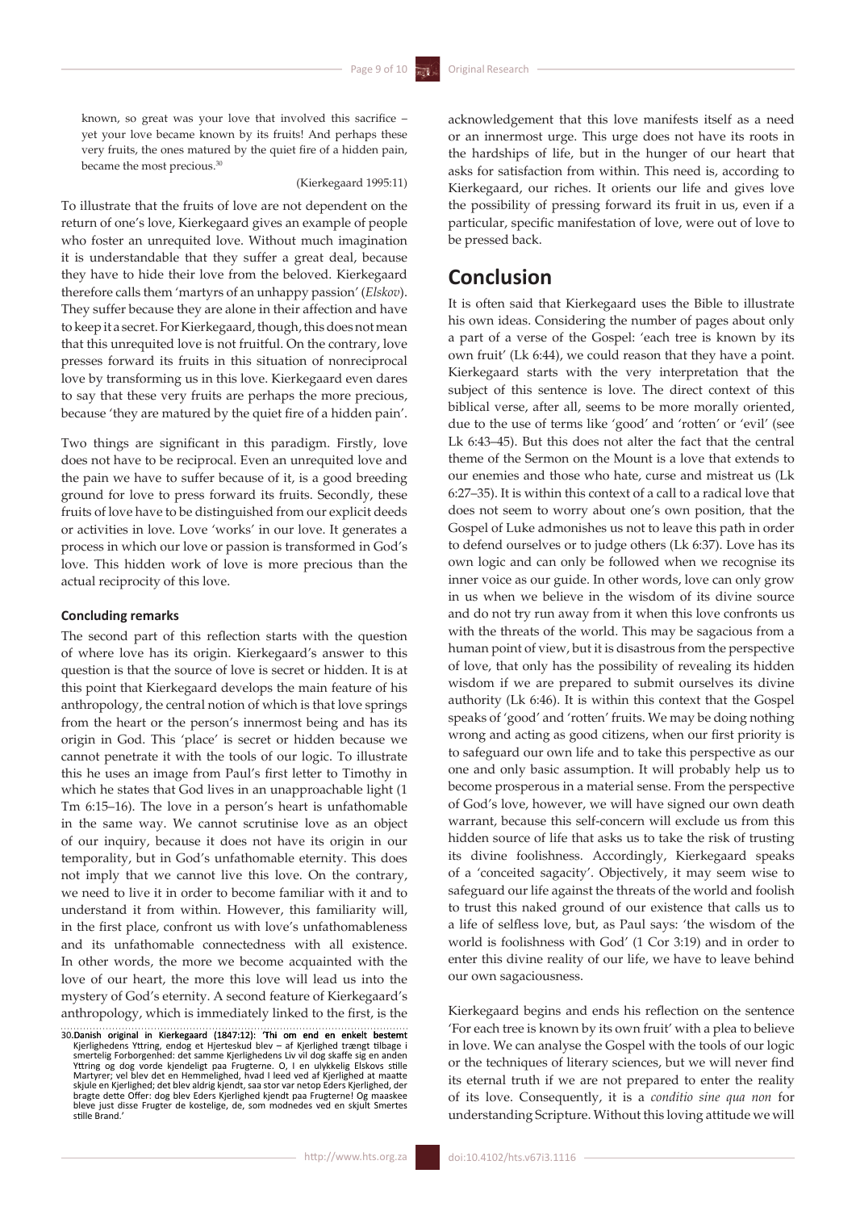known, so great was your love that involved this sacrifice – yet your love became known by its fruits! And perhaps these very fruits, the ones matured by the quiet fire of a hidden pain, became the most precious.[30]

(Kierkegaard 1995:11)

To illustrate that the fruits of love are not dependent on the return of one's love, Kierkegaard gives an example of people who foster an unrequited love. Without much imagination it is understandable that they suffer a great deal, because they have to hide their love from the beloved. Kierkegaard therefore calls them 'martyrs of an unhappy passion' (*Elskov*). They suffer because they are alone in their affection and have to keep it a secret. For Kierkegaard, though, this does not mean that this unrequited love is not fruitful. On the contrary, love presses forward its fruits in this situation of nonreciprocal love by transforming us in this love. Kierkegaard even dares to say that these very fruits are perhaps the more precious, because 'they are matured by the quiet fire of a hidden pain'.

Two things are significant in this paradigm. Firstly, love does not have to be reciprocal. Even an unrequited love and the pain we have to suffer because of it, is a good breeding ground for love to press forward its fruits. Secondly, these fruits of love have to be distinguished from our explicit deeds or activities in love. Love 'works' in our love. It generates a process in which our love or passion is transformed in God's love. This hidden work of love is more precious than the actual reciprocity of this love.

### Concluding remarks

The second part of this reflection starts with the question of where love has its origin. Kierkegaard's answer to this question is that the source of love is secret or hidden. It is at this point that Kierkegaard develops the main feature of his anthropology, the central notion of which is that love springs from the heart or the person's innermost being and has its origin in God. This 'place' is secret or hidden because we cannot penetrate it with the tools of our logic. To illustrate this he uses an image from Paul's first letter to Timothy in which he states that God lives in an unapproachable light (1 Tm 6:15–16). The love in a person's heart is unfathomable in the same way. We cannot scrutinise love as an object of our inquiry, because it does not have its origin in our temporality, but in God's unfathomable eternity. This does not imply that we cannot live this love. On the contrary, we need to live it in order to become familiar with it and to understand it from within. However, this familiarity will, in the first place, confront us with love's unfathomableness and its unfathomable connectedness with all existence. In other words, the more we become acquainted with the love of our heart, the more this love will lead us into the mystery of God's eternity. A second feature of Kierkegaard's anthropology, which is immediately linked to the first, is the acknowledgement that this love manifests itself as a need or an innermost urge. This urge does not have its roots in the hardships of life, but in the hunger of our heart that asks for satisfaction from within. This need is, according to Kierkegaard, our riches. It orients our life and gives love the possibility of pressing forward its fruit in us, even if a particular, specific manifestation of love, were out of love to be pressed back.

## Conclusion

It is often said that Kierkegaard uses the Bible to illustrate his own ideas. Considering the number of pages about only a part of a verse of the Gospel: 'each tree is known by its own fruit' (Lk 6:44), we could reason that they have a point. Kierkegaard starts with the very interpretation that the subject of this sentence is love. The direct context of this biblical verse, after all, seems to be more morally oriented, due to the use of terms like 'good' and 'rotten' or 'evil' (see Lk 6:43–45). But this does not alter the fact that the central theme of the Sermon on the Mount is a love that extends to our enemies and those who hate, curse and mistreat us (Lk 6:27–35). It is within this context of a call to a radical love that does not seem to worry about one's own position, that the Gospel of Luke admonishes us not to leave this path in order to defend ourselves or to judge others (Lk 6:37). Love has its own logic and can only be followed when we recognise its inner voice as our guide. In other words, love can only grow in us when we believe in the wisdom of its divine source and do not try run away from it when this love confronts us with the threats of the world. This may be sagacious from a human point of view, but it is disastrous from the perspective of love, that only has the possibility of revealing its hidden wisdom if we are prepared to submit ourselves its divine authority (Lk 6:46). It is within this context that the Gospel speaks of 'good' and 'rotten' fruits. We may be doing nothing wrong and acting as good citizens, when our first priority is to safeguard our own life and to take this perspective as our one and only basic assumption. It will probably help us to become prosperous in a material sense. From the perspective of God's love, however, we will have signed our own death warrant, because this self-concern will exclude us from this hidden source of life that asks us to take the risk of trusting its divine foolishness. Accordingly, Kierkegaard speaks of a 'conceited sagacity'. Objectively, it may seem wise to safeguard our life against the threats of the world and foolish to trust this naked ground of our existence that calls us to a life of selfless love, but, as Paul says: 'the wisdom of the world is foolishness with God' (1 Cor 3:19) and in order to enter this divine reality of our life, we have to leave behind our own sagaciousness.

Kierkegaard begins and ends his reflection on the sentence 'For each tree is known by its own fruit' with a plea to believe in love. We can analyse the Gospel with the tools of our logic or the techniques of literary sciences, but we will never find its eternal truth if we are not prepared to enter the reality of its love. Consequently, it is a *conditio sine qua non* for understanding Scripture. Without this loving attitude we will

30. **Danish original in Kierkegaard (1847:12): 'Thi om end en enkelt bestemt** Kjerlighedens Yttring, endog et Hjerteskud blev – af Kjerlighed trængt tilbage i smertelig Forborgenhed: det samme Kjerlighedens Liv vil dog skaffe sig en anden Yttring og dog vorde kjendeligt paa Frugterne. O, I en ulykkelig Elskovs stille Martyrer; vel blev det en Hemmelighed, hvad I leed ved af Kjerlighed at maatte skjule en Kjerlighed; det blev aldrig kjendt, saa stor var netop Eders Kjerlighed, der bragte dette Offer: dog blev Eders Kjerlighed kjendt paa Frugterne! Og maaskee bleve just disse Frugter de kostelige, de, som modnedes ved en skjult Smertes stille Brand.'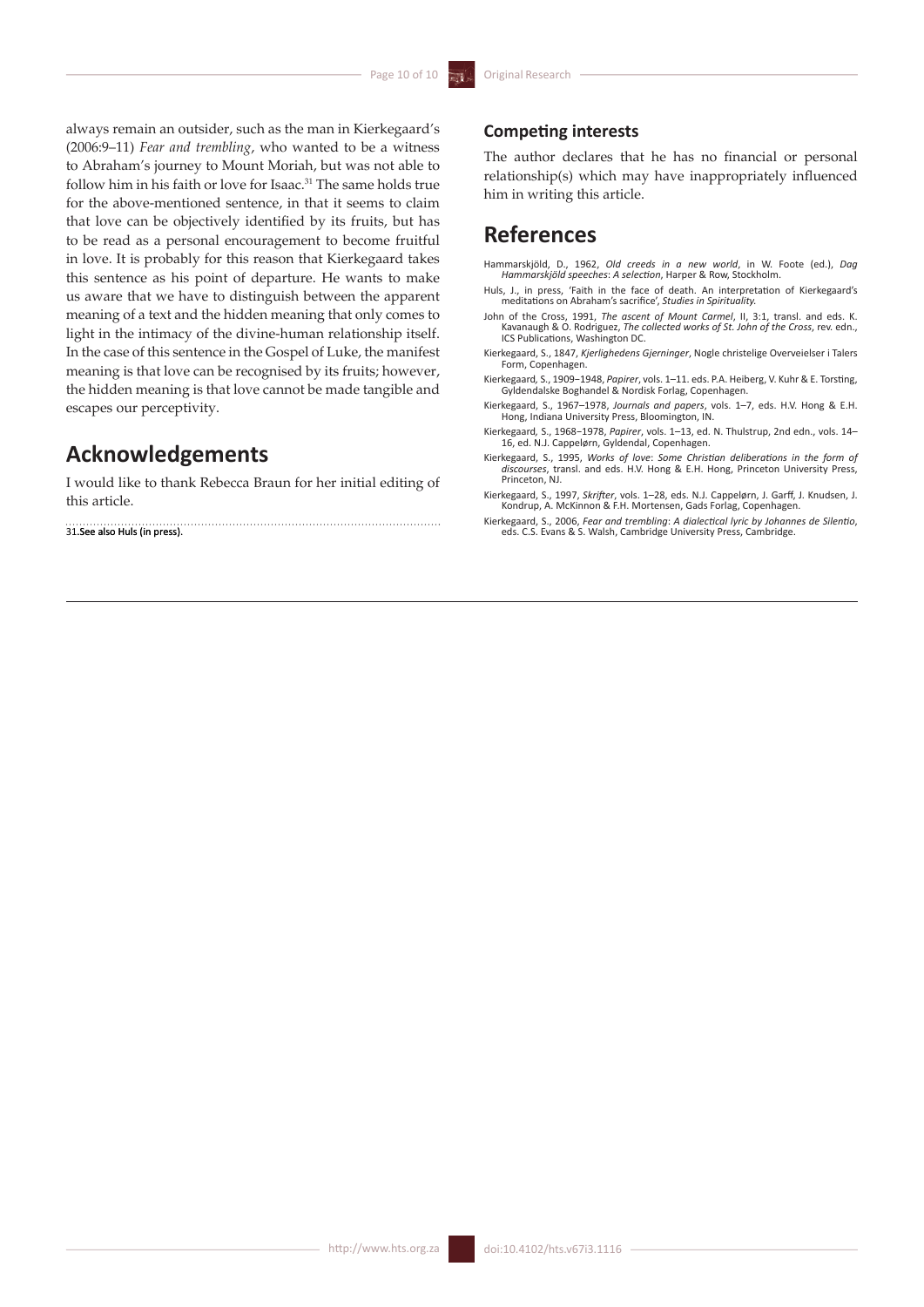always remain an outsider, such as the man in Kierkegaard's (2006:9–11) *Fear and trembling*, who wanted to be a witness to Abraham's journey to Mount Moriah, but was not able to follow him in his faith or love for Isaac.[31] The same holds true for the above-mentioned sentence, in that it seems to claim that love can be objectively identified by its fruits, but has to be read as a personal encouragement to become fruitful in love. It is probably for this reason that Kierkegaard takes this sentence as his point of departure. He wants to make us aware that we have to distinguish between the apparent meaning of a text and the hidden meaning that only comes to light in the intimacy of the divine-human relationship itself. In the case of this sentence in the Gospel of Luke, the manifest meaning is that love can be recognised by its fruits; however, the hidden meaning is that love cannot be made tangible and escapes our perceptivity.

## Acknowledgements

I would like to thank Rebecca Braun for her initial editing of this article.

31. See also Huls (in press).

### Competing interests

The author declares that he has no financial or personal relationship(s) which may have inappropriately influenced him in writing this article.

## References

Hammarskjöld, D., 1962, *Old creeds in a new world*, in W. Foote (ed.), *Dag Hammarskjöld speeches*: *A selection*, Harper & Row, Stockholm.

Huls, J., in press, 'Faith in the face of death. An interpretation of Kierkegaard's meditations on Abraham's sacrifice', *Studies in Spirituality.*

John of the Cross, 1991, *The ascent of Mount Carmel*, II, 3:1, transl. and eds. K. Kavanaugh & O. Rodriguez, *The collected works of St. John of the Cross*, rev. edn., ICS Publications, Washington DC.

Kierkegaard, S., 1847, *Kjerlighedens Gjerninger*, Nogle christelige Overveielser i Talers Form, Copenhagen.

Kierkegaard, S., 1909–1948, *Papirer*, vols. 1–11. eds. P.A. Heiberg, V. Kuhr & E. Torsting, Gyldendalske Boghandel & Nordisk Forlag, Copenhagen.

Kierkegaard, S., 1967–1978, *Journals and papers*, vols. 1–7, eds. H.V. Hong & E.H. Hong, Indiana University Press, Bloomington, IN.

Kierkegaard, S., 1968–1978, *Papirer*, vols. 1–13, ed. N. Thulstrup, 2nd edn., vols. 14–16, ed. N.J. Cappelørn, Gyldendal, Copenhagen.

Kierkegaard, S., 1995, *Works of love*: *Some Christian deliberations in the form of discourses*, transl. and eds. H.V. Hong & E.H. Hong, Princeton University Press, Princeton, NJ.

Kierkegaard, S., 1997, *Skrifter*, vols. 1–28, eds. N.J. Cappelørn, J. Garff, J. Knudsen, J. Kondrup, A. McKinnon & F.H. Mortensen, Gads Forlag, Copenhagen.

Kierkegaard, S., 2006, *Fear and trembling*: *A dialectical lyric by Johannes de Silentio*, eds. C.S. Evans & S. Walsh, Cambridge University Press, Cambridge.